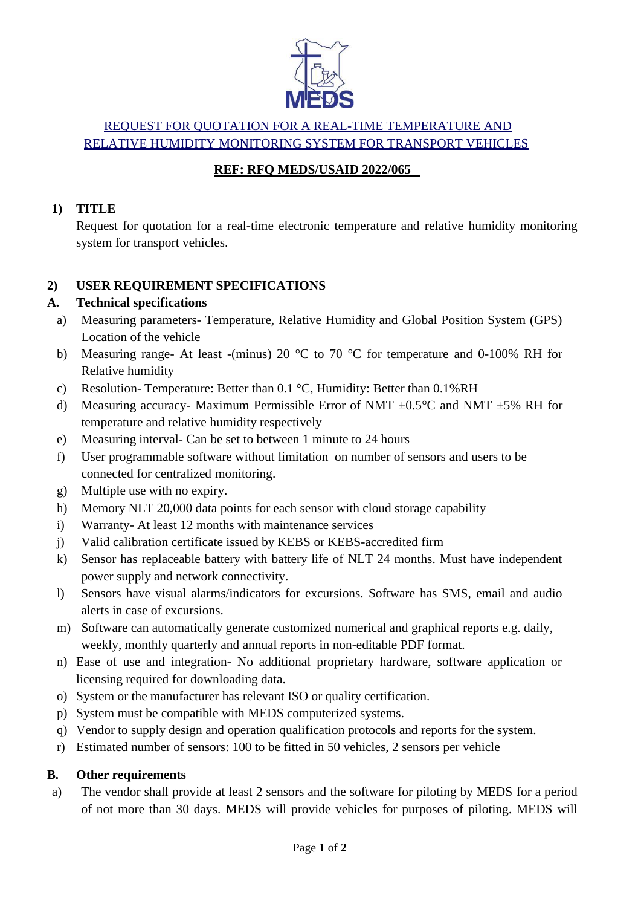# REQUEST FOR QUOTATION FOR A REAL-TIME TEMPERATURE AND RELATIVE HUMIDITY MONITORING SYSTEM FOR TRANSPORT VEHICLES

**REF: RFQ MEDS/USAID 2022/065**

## 1) TITLE

Request for quotation for a real-time electronic temperature and relative humidity monitoring system for transport vehicles.

## 2) USER REQUIREMENT SPECIFICATIONS

### A. Technical specifications

a) Measuring parameters- Temperature, Relative Humidity and Global Position System (GPS) Location of the vehicle

b) Measuring range- At least -(minus) 20 °C to 70 °C for temperature and 0-100% RH for Relative humidity

c) Resolution- Temperature: Better than 0.1 °C, Humidity: Better than 0.1%RH

d) Measuring accuracy- Maximum Permissible Error of NMT ±0.5°C and NMT ±5% RH for temperature and relative humidity respectively

e) Measuring interval- Can be set to between 1 minute to 24 hours

f) User programmable software without limitation on number of sensors and users to be connected for centralized monitoring.

g) Multiple use with no expiry.

h) Memory NLT 20,000 data points for each sensor with cloud storage capability

i) Warranty- At least 12 months with maintenance services

j) Valid calibration certificate issued by KEBS or KEBS-accredited firm

k) Sensor has replaceable battery with battery life of NLT 24 months. Must have independent power supply and network connectivity.

l) Sensors have visual alarms/indicators for excursions. Software has SMS, email and audio alerts in case of excursions.

m) Software can automatically generate customized numerical and graphical reports e.g. daily, weekly, monthly quarterly and annual reports in non-editable PDF format.

n) Ease of use and integration- No additional proprietary hardware, software application or licensing required for downloading data.

o) System or the manufacturer has relevant ISO or quality certification.

p) System must be compatible with MEDS computerized systems.

q) Vendor to supply design and operation qualification protocols and reports for the system.

r) Estimated number of sensors: 100 to be fitted in 50 vehicles, 2 sensors per vehicle

### B. Other requirements

a) The vendor shall provide at least 2 sensors and the software for piloting by MEDS for a period of not more than 30 days. MEDS will provide vehicles for purposes of piloting. MEDS will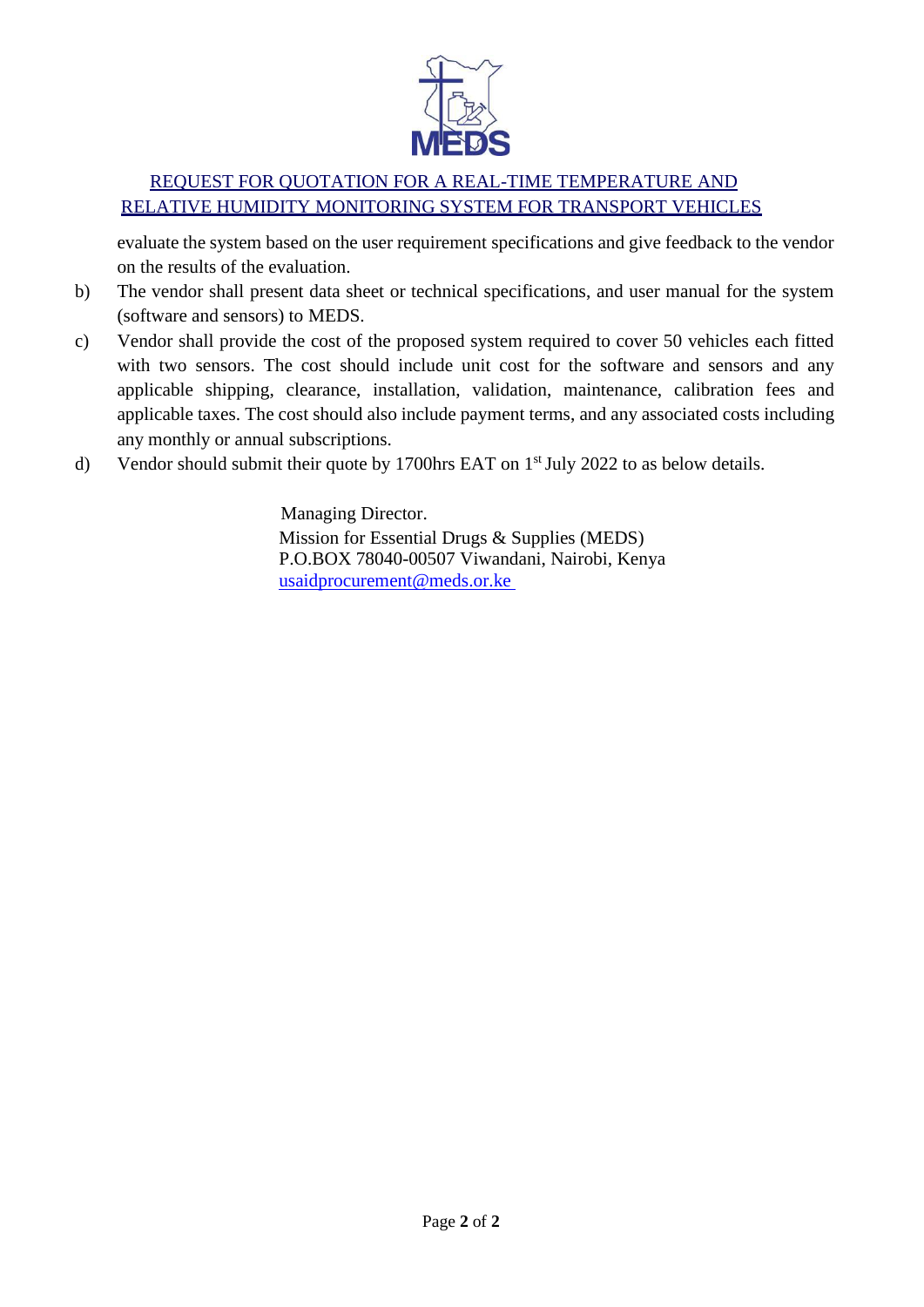REQUEST FOR QUOTATION FOR A REAL-TIME TEMPERATURE AND RELATIVE HUMIDITY MONITORING SYSTEM FOR TRANSPORT VEHICLES

evaluate the system based on the user requirement specifications and give feedback to the vendor on the results of the evaluation.

b) The vendor shall present data sheet or technical specifications, and user manual for the system (software and sensors) to MEDS.

c) Vendor shall provide the cost of the proposed system required to cover 50 vehicles each fitted with two sensors. The cost should include unit cost for the software and sensors and any applicable shipping, clearance, installation, validation, maintenance, calibration fees and applicable taxes. The cost should also include payment terms, and any associated costs including any monthly or annual subscriptions.

d) Vendor should submit their quote by 1700hrs EAT on 1st July 2022 to as below details.

Managing Director.
Mission for Essential Drugs & Supplies (MEDS)
P.O.BOX 78040-00507 Viwandani, Nairobi, Kenya
usaidprocurement@meds.or.ke